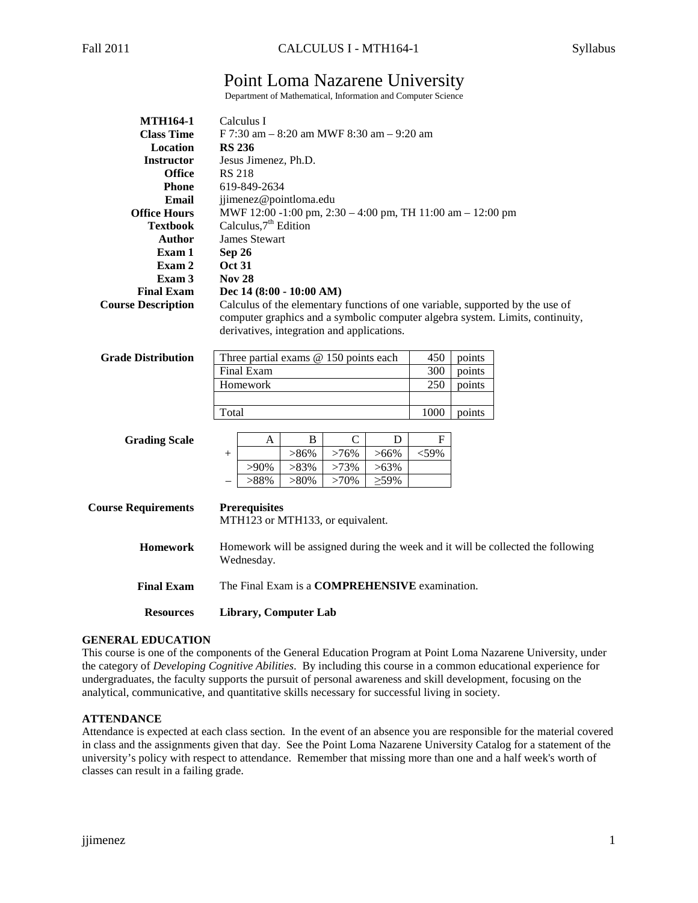# Point Loma Nazarene University

Department of Mathematical, Information and Computer Science

**MTH164-1** Calculus I
**Class Time** F 7:30 am – 8:20 am MWF 8:30 am – 9:20 am
**Location** **RS 236**
**Instructor** Jesus Jimenez, Ph.D.
**Office** RS 218
**Phone** 619-849-2634
**Email** jjimenez@pointloma.edu
**Office Hours** MWF 12:00 -1:00 pm, 2:30 – 4:00 pm, TH 11:00 am – 12:00 pm
**Textbook** Calculus, 7[th] Edition
**Author** James Stewart
**Exam 1** **Sep 26**
**Exam 2** **Oct 31**
**Exam 3** **Nov 28**
**Final Exam** **Dec 14 (8:00 - 10:00 AM)**
**Course Description** Calculus of the elementary functions of one variable, supported by the use of computer graphics and a symbolic computer algebra system. Limits, continuity, derivatives, integration and applications.

**Grade Distribution**

| | | |
|---|---|---|
| Three partial exams @ 150 points each | 450 | points |
| Final Exam | 300 | points |
| Homework | 250 | points |
| | | |
| Total | 1000 | points |

**Grading Scale**

| | A | B | C | D | F |
|---|---|---|---|---|---|
| + | | >86% | >76% | >66% | <59% |
| | >90% | >83% | >73% | >63% | |
| – | >88% | >80% | >70% | ≥59% | |

**Course Requirements**

**Prerequisites**
MTH123 or MTH133, or equivalent.

**Homework** Homework will be assigned during the week and it will be collected the following Wednesday.

**Final Exam** The Final Exam is a **COMPREHENSIVE** examination.

**Resources** **Library, Computer Lab**

## GENERAL EDUCATION

This course is one of the components of the General Education Program at Point Loma Nazarene University, under the category of *Developing Cognitive Abilities*. By including this course in a common educational experience for undergraduates, the faculty supports the pursuit of personal awareness and skill development, focusing on the analytical, communicative, and quantitative skills necessary for successful living in society.

## ATTENDANCE

Attendance is expected at each class section. In the event of an absence you are responsible for the material covered in class and the assignments given that day. See the Point Loma Nazarene University Catalog for a statement of the university's policy with respect to attendance. Remember that missing more than one and a half week's worth of classes can result in a failing grade.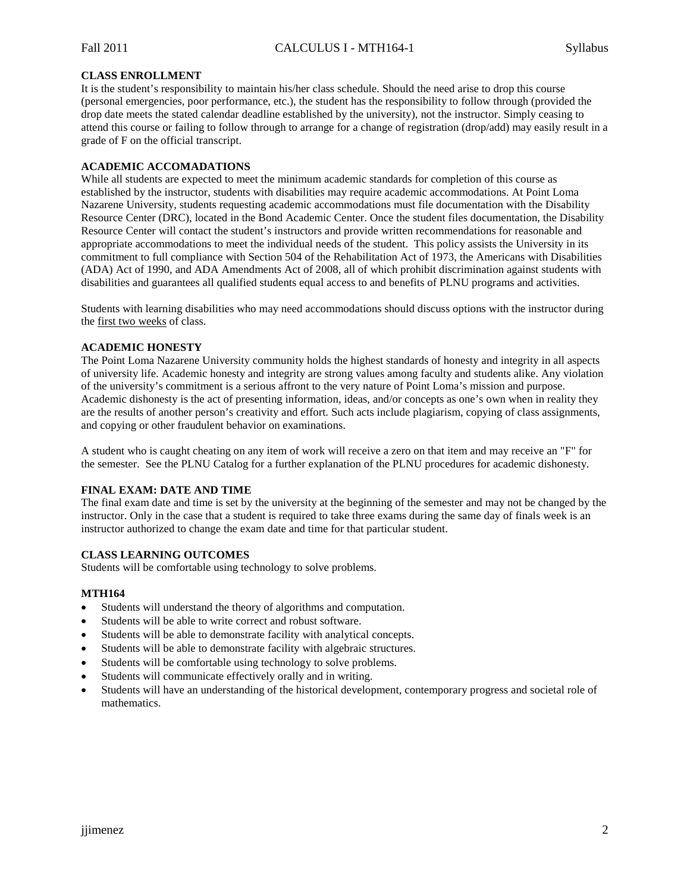**CLASS ENROLLMENT**

It is the student's responsibility to maintain his/her class schedule. Should the need arise to drop this course (personal emergencies, poor performance, etc.), the student has the responsibility to follow through (provided the drop date meets the stated calendar deadline established by the university), not the instructor. Simply ceasing to attend this course or failing to follow through to arrange for a change of registration (drop/add) may easily result in a grade of F on the official transcript.

**ACADEMIC ACCOMADATIONS**

While all students are expected to meet the minimum academic standards for completion of this course as established by the instructor, students with disabilities may require academic accommodations. At Point Loma Nazarene University, students requesting academic accommodations must file documentation with the Disability Resource Center (DRC), located in the Bond Academic Center. Once the student files documentation, the Disability Resource Center will contact the student's instructors and provide written recommendations for reasonable and appropriate accommodations to meet the individual needs of the student. This policy assists the University in its commitment to full compliance with Section 504 of the Rehabilitation Act of 1973, the Americans with Disabilities (ADA) Act of 1990, and ADA Amendments Act of 2008, all of which prohibit discrimination against students with disabilities and guarantees all qualified students equal access to and benefits of PLNU programs and activities.

Students with learning disabilities who may need accommodations should discuss options with the instructor during the <u>first two weeks</u> of class.

**ACADEMIC HONESTY**

The Point Loma Nazarene University community holds the highest standards of honesty and integrity in all aspects of university life. Academic honesty and integrity are strong values among faculty and students alike. Any violation of the university's commitment is a serious affront to the very nature of Point Loma's mission and purpose. Academic dishonesty is the act of presenting information, ideas, and/or concepts as one's own when in reality they are the results of another person's creativity and effort. Such acts include plagiarism, copying of class assignments, and copying or other fraudulent behavior on examinations.

A student who is caught cheating on any item of work will receive a zero on that item and may receive an "F" for the semester. See the PLNU Catalog for a further explanation of the PLNU procedures for academic dishonesty.

**FINAL EXAM: DATE AND TIME**

The final exam date and time is set by the university at the beginning of the semester and may not be changed by the instructor. Only in the case that a student is required to take three exams during the same day of finals week is an instructor authorized to change the exam date and time for that particular student.

**CLASS LEARNING OUTCOMES**

Students will be comfortable using technology to solve problems.

**MTH164**

- Students will understand the theory of algorithms and computation.
- Students will be able to write correct and robust software.
- Students will be able to demonstrate facility with analytical concepts.
- Students will be able to demonstrate facility with algebraic structures.
- Students will be comfortable using technology to solve problems.
- Students will communicate effectively orally and in writing.
- Students will have an understanding of the historical development, contemporary progress and societal role of mathematics.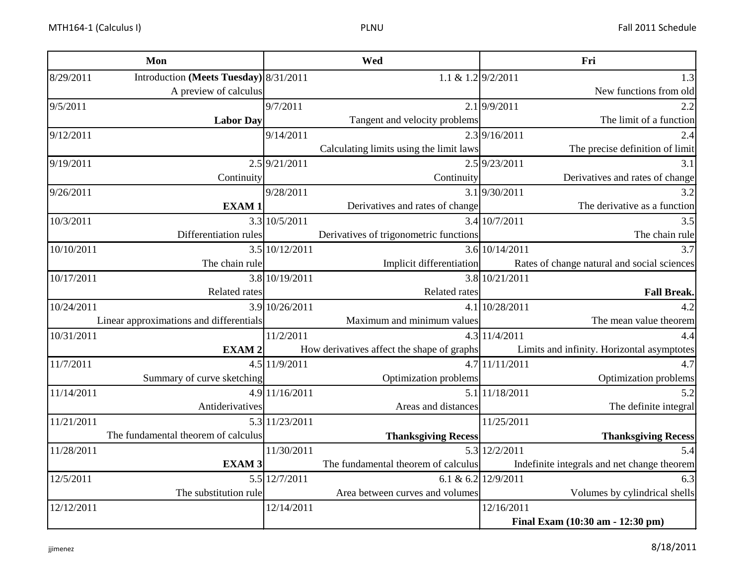| Mon | Wed | Fri |
|---|---|---|
| 8/29/2011 Introduction **(Meets Tuesday)** A preview of calculus | 8/31/2011 1.1 & 1.2 | 9/2/2011 1.3 New functions from old |
| 9/5/2011 **Labor Day** | 9/7/2011 2.1 Tangent and velocity problems | 9/9/2011 2.2 The limit of a function |
| 9/12/2011 | 9/14/2011 2.3 Calculating limits using the limit laws | 9/16/2011 2.4 The precise definition of limit |
| 9/19/2011 2.5 Continuity | 9/21/2011 2.5 Continuity | 9/23/2011 3.1 Derivatives and rates of change |
| 9/26/2011 **EXAM 1** | 9/28/2011 3.1 Derivatives and rates of change | 9/30/2011 3.2 The derivative as a function |
| 10/3/2011 3.3 Differentiation rules | 10/5/2011 3.4 Derivatives of trigonometric functions | 10/7/2011 3.5 The chain rule |
| 10/10/2011 3.5 The chain rule | 10/12/2011 3.6 Implicit differentiation | 10/14/2011 3.7 Rates of change natural and social sciences |
| 10/17/2011 3.8 Related rates | 10/19/2011 3.8 Related rates | 10/21/2011 **Fall Break.** |
| 10/24/2011 3.9 Linear approximations and differentials | 10/26/2011 4.1 Maximum and minimum values | 10/28/2011 4.2 The mean value theorem |
| 10/31/2011 **EXAM 2** | 11/2/2011 4.3 How derivatives affect the shape of graphs | 11/4/2011 4.4 Limits and infinity. Horizontal asymptotes |
| 11/7/2011 4.5 Summary of curve sketching | 11/9/2011 4.7 Optimization problems | 11/11/2011 4.7 Optimization problems |
| 11/14/2011 4.9 Antiderivatives | 11/16/2011 5.1 Areas and distances | 11/18/2011 5.2 The definite integral |
| 11/21/2011 5.3 The fundamental theorem of calculus | 11/23/2011 **Thanksgiving Recess** | 11/25/2011 **Thanksgiving Recess** |
| 11/28/2011 **EXAM 3** | 11/30/2011 5.3 The fundamental theorem of calculus | 12/2/2011 5.4 Indefinite integrals and net change theorem |
| 12/5/2011 5.5 The substitution rule | 12/7/2011 6.1 & 6.2 Area between curves and volumes | 12/9/2011 6.3 Volumes by cylindrical shells |
| 12/12/2011 | 12/14/2011 | 12/16/2011 **Final Exam (10:30 am - 12:30 pm)** |